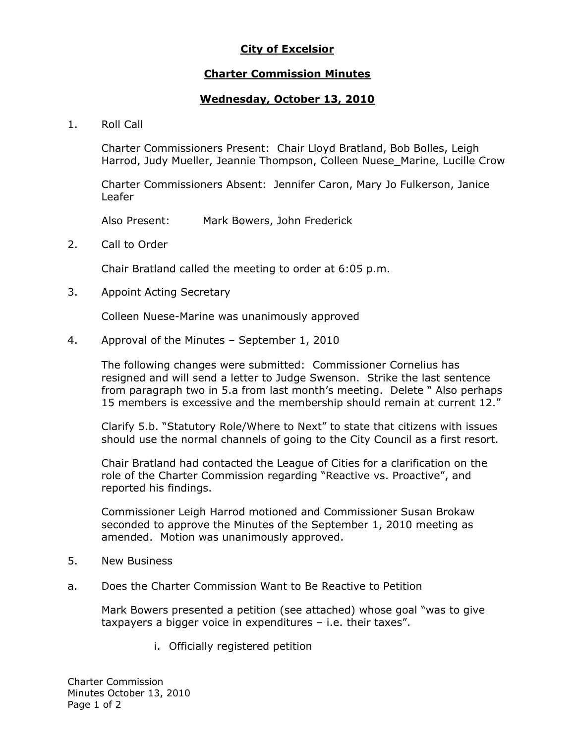**City of Excelsior**

**Charter Commission Minutes**

**Wednesday, October 13, 2010**

1. Roll Call

   Charter Commissioners Present: Chair Lloyd Bratland, Bob Bolles, Leigh Harrod, Judy Mueller, Jeannie Thompson, Colleen Nuese_Marine, Lucille Crow

   Charter Commissioners Absent: Jennifer Caron, Mary Jo Fulkerson, Janice Leafer

   Also Present: Mark Bowers, John Frederick

2. Call to Order

   Chair Bratland called the meeting to order at 6:05 p.m.

3. Appoint Acting Secretary

   Colleen Nuese-Marine was unanimously approved

4. Approval of the Minutes – September 1, 2010

   The following changes were submitted: Commissioner Cornelius has resigned and will send a letter to Judge Swenson. Strike the last sentence from paragraph two in 5.a from last month's meeting. Delete " Also perhaps 15 members is excessive and the membership should remain at current 12."

   Clarify 5.b. "Statutory Role/Where to Next" to state that citizens with issues should use the normal channels of going to the City Council as a first resort.

   Chair Bratland had contacted the League of Cities for a clarification on the role of the Charter Commission regarding "Reactive vs. Proactive", and reported his findings.

   Commissioner Leigh Harrod motioned and Commissioner Susan Brokaw seconded to approve the Minutes of the September 1, 2010 meeting as amended. Motion was unanimously approved.

5. New Business

a. Does the Charter Commission Want to Be Reactive to Petition

   Mark Bowers presented a petition (see attached) whose goal "was to give taxpayers a bigger voice in expenditures – i.e. their taxes".

   i. Officially registered petition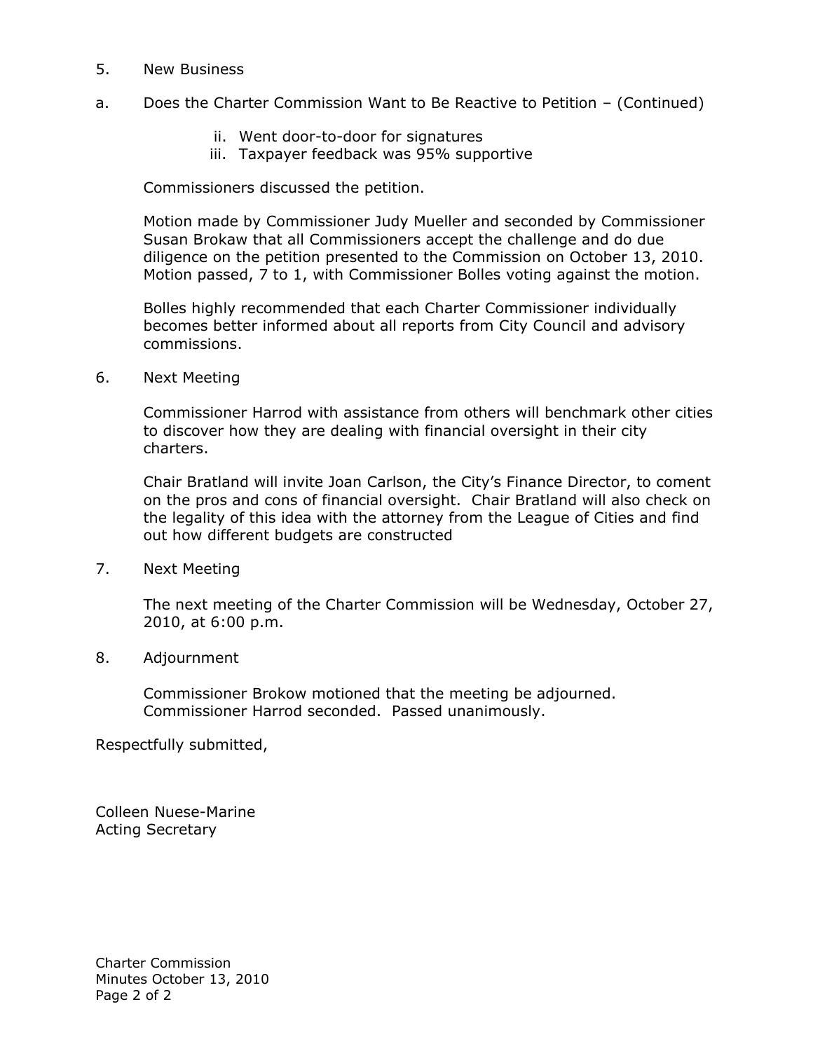5. New Business

a. Does the Charter Commission Want to Be Reactive to Petition – (Continued)

    ii. Went door-to-door for signatures
    iii. Taxpayer feedback was 95% supportive

Commissioners discussed the petition.

Motion made by Commissioner Judy Mueller and seconded by Commissioner Susan Brokaw that all Commissioners accept the challenge and do due diligence on the petition presented to the Commission on October 13, 2010. Motion passed, 7 to 1, with Commissioner Bolles voting against the motion.

Bolles highly recommended that each Charter Commissioner individually becomes better informed about all reports from City Council and advisory commissions.

6. Next Meeting

Commissioner Harrod with assistance from others will benchmark other cities to discover how they are dealing with financial oversight in their city charters.

Chair Bratland will invite Joan Carlson, the City's Finance Director, to coment on the pros and cons of financial oversight. Chair Bratland will also check on the legality of this idea with the attorney from the League of Cities and find out how different budgets are constructed

7. Next Meeting

The next meeting of the Charter Commission will be Wednesday, October 27, 2010, at 6:00 p.m.

8. Adjournment

Commissioner Brokow motioned that the meeting be adjourned. Commissioner Harrod seconded. Passed unanimously.

Respectfully submitted,

Colleen Nuese-Marine
Acting Secretary